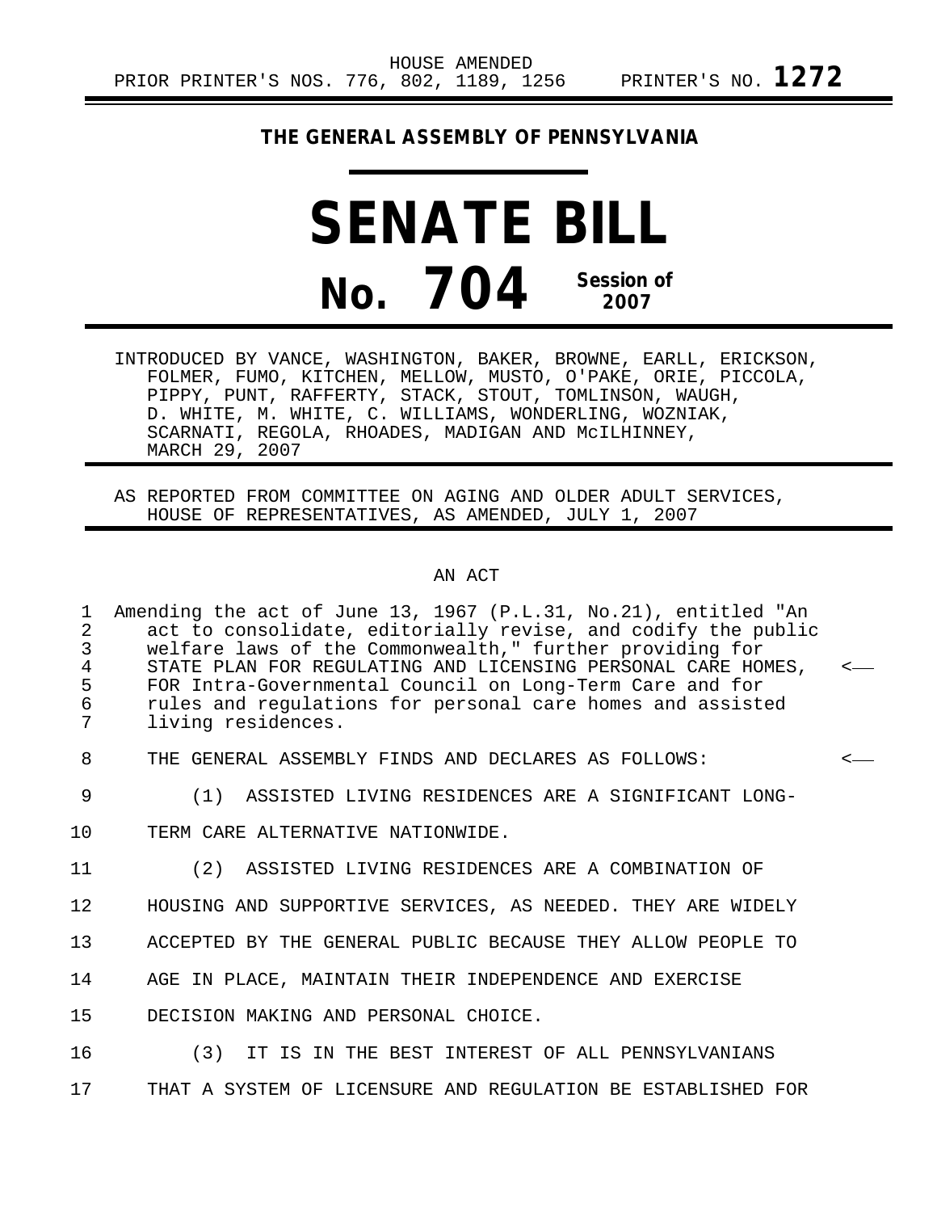HOUSE AMENDED
PRIOR PRINTER'S NOS. 776, 802, 1189, 1256 PRINTER'S NO. **1272**

**THE GENERAL ASSEMBLY OF PENNSYLVANIA**

# SENATE BILL

# No. 704 Session of 2007

INTRODUCED BY VANCE, WASHINGTON, BAKER, BROWNE, EARLL, ERICKSON, FOLMER, FUMO, KITCHEN, MELLOW, MUSTO, O'PAKE, ORIE, PICCOLA, PIPPY, PUNT, RAFFERTY, STACK, STOUT, TOMLINSON, WAUGH, D. WHITE, M. WHITE, C. WILLIAMS, WONDERLING, WOZNIAK, SCARNATI, REGOLA, RHOADES, MADIGAN AND McILHINNEY, MARCH 29, 2007

AS REPORTED FROM COMMITTEE ON AGING AND OLDER ADULT SERVICES, HOUSE OF REPRESENTATIVES, AS AMENDED, JULY 1, 2007

AN ACT

1 Amending the act of June 13, 1967 (P.L.31, No.21), entitled "An
2 act to consolidate, editorially revise, and codify the public
3 welfare laws of the Commonwealth," further providing for
4 STATE PLAN FOR REGULATING AND LICENSING PERSONAL CARE HOMES, <——
5 FOR Intra-Governmental Council on Long-Term Care and for
6 rules and regulations for personal care homes and assisted
7 living residences.

8 THE GENERAL ASSEMBLY FINDS AND DECLARES AS FOLLOWS: <——

9 (1) ASSISTED LIVING RESIDENCES ARE A SIGNIFICANT LONG-
10 TERM CARE ALTERNATIVE NATIONWIDE.

11 (2) ASSISTED LIVING RESIDENCES ARE A COMBINATION OF
12 HOUSING AND SUPPORTIVE SERVICES, AS NEEDED. THEY ARE WIDELY
13 ACCEPTED BY THE GENERAL PUBLIC BECAUSE THEY ALLOW PEOPLE TO
14 AGE IN PLACE, MAINTAIN THEIR INDEPENDENCE AND EXERCISE
15 DECISION MAKING AND PERSONAL CHOICE.

16 (3) IT IS IN THE BEST INTEREST OF ALL PENNSYLVANIANS
17 THAT A SYSTEM OF LICENSURE AND REGULATION BE ESTABLISHED FOR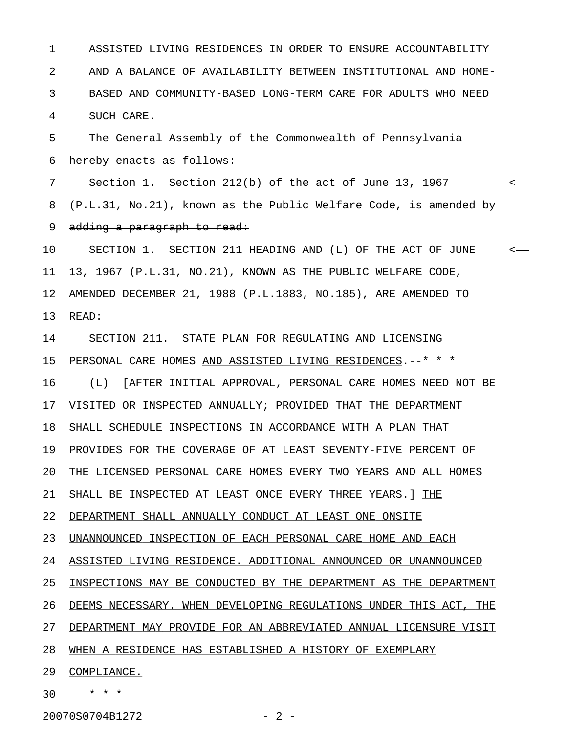ASSISTED LIVING RESIDENCES IN ORDER TO ENSURE ACCOUNTABILITY AND A BALANCE OF AVAILABILITY BETWEEN INSTITUTIONAL AND HOME-BASED AND COMMUNITY-BASED LONG-TERM CARE FOR ADULTS WHO NEED SUCH CARE.

The General Assembly of the Commonwealth of Pennsylvania hereby enacts as follows:

~~Section 1. Section 212(b) of the act of June 13, 1967 (P.L.31, No.21), known as the Public Welfare Code, is amended by adding a paragraph to read:~~

SECTION 1. SECTION 211 HEADING AND (L) OF THE ACT OF JUNE 13, 1967 (P.L.31, NO.21), KNOWN AS THE PUBLIC WELFARE CODE, AMENDED DECEMBER 21, 1988 (P.L.1883, NO.185), ARE AMENDED TO READ:

SECTION 211. STATE PLAN FOR REGULATING AND LICENSING PERSONAL CARE HOMES <u>AND ASSISTED LIVING RESIDENCES</u>.--* * *

(L) [AFTER INITIAL APPROVAL, PERSONAL CARE HOMES NEED NOT BE VISITED OR INSPECTED ANNUALLY; PROVIDED THAT THE DEPARTMENT SHALL SCHEDULE INSPECTIONS IN ACCORDANCE WITH A PLAN THAT PROVIDES FOR THE COVERAGE OF AT LEAST SEVENTY-FIVE PERCENT OF THE LICENSED PERSONAL CARE HOMES EVERY TWO YEARS AND ALL HOMES SHALL BE INSPECTED AT LEAST ONCE EVERY THREE YEARS.] <u>THE DEPARTMENT SHALL ANNUALLY CONDUCT AT LEAST ONE ONSITE UNANNOUNCED INSPECTION OF EACH PERSONAL CARE HOME AND EACH ASSISTED LIVING RESIDENCE. ADDITIONAL ANNOUNCED OR UNANNOUNCED INSPECTIONS MAY BE CONDUCTED BY THE DEPARTMENT AS THE DEPARTMENT DEEMS NECESSARY. WHEN DEVELOPING REGULATIONS UNDER THIS ACT, THE DEPARTMENT MAY PROVIDE FOR AN ABBREVIATED ANNUAL LICENSURE VISIT WHEN A RESIDENCE HAS ESTABLISHED A HISTORY OF EXEMPLARY COMPLIANCE.</u>

* * *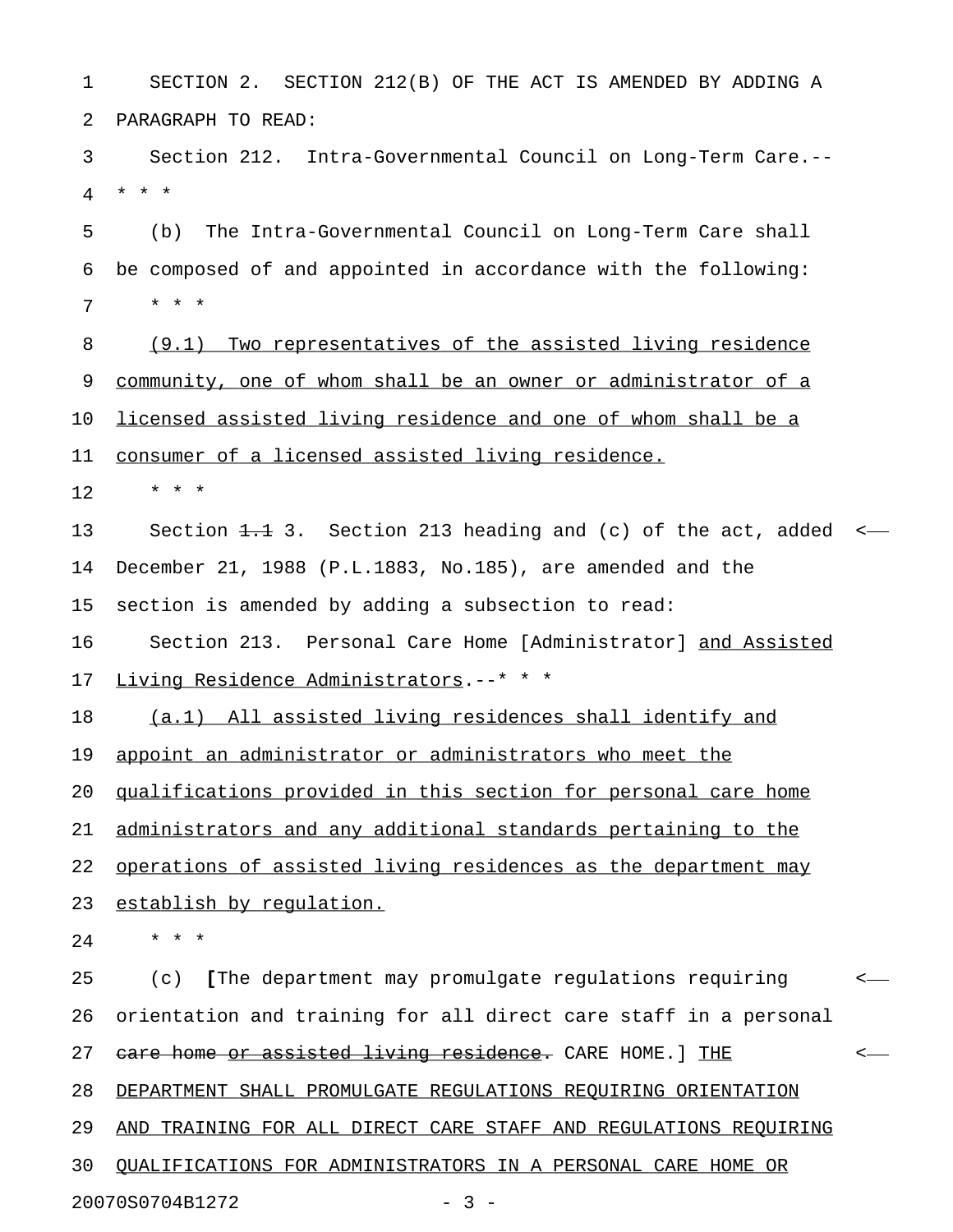SECTION 2. SECTION 212(B) OF THE ACT IS AMENDED BY ADDING A PARAGRAPH TO READ:

Section 212. Intra-Governmental Council on Long-Term Care.--
* * *

(b) The Intra-Governmental Council on Long-Term Care shall be composed of and appointed in accordance with the following:

* * *

<u>(9.1) Two representatives of the assisted living residence community, one of whom shall be an owner or administrator of a licensed assisted living residence and one of whom shall be a consumer of a licensed assisted living residence.</u>

* * *

Section ~~1.1~~ 3. Section 213 heading and (c) of the act, added December 21, 1988 (P.L.1883, No.185), are amended and the section is amended by adding a subsection to read:

Section 213. Personal Care Home [Administrator] <u>and Assisted Living Residence Administrators</u>.--* * *

<u>(a.1) All assisted living residences shall identify and appoint an administrator or administrators who meet the qualifications provided in this section for personal care home administrators and any additional standards pertaining to the operations of assisted living residences as the department may establish by regulation.</u>

* * *

(c) **[**The department may promulgate regulations requiring orientation and training for all direct care staff in a personal ~~care home or assisted living residence.~~ CARE HOME.] <u>THE DEPARTMENT SHALL PROMULGATE REGULATIONS REQUIRING ORIENTATION AND TRAINING FOR ALL DIRECT CARE STAFF AND REGULATIONS REQUIRING QUALIFICATIONS FOR ADMINISTRATORS IN A PERSONAL CARE HOME OR</u>

20070S0704B1272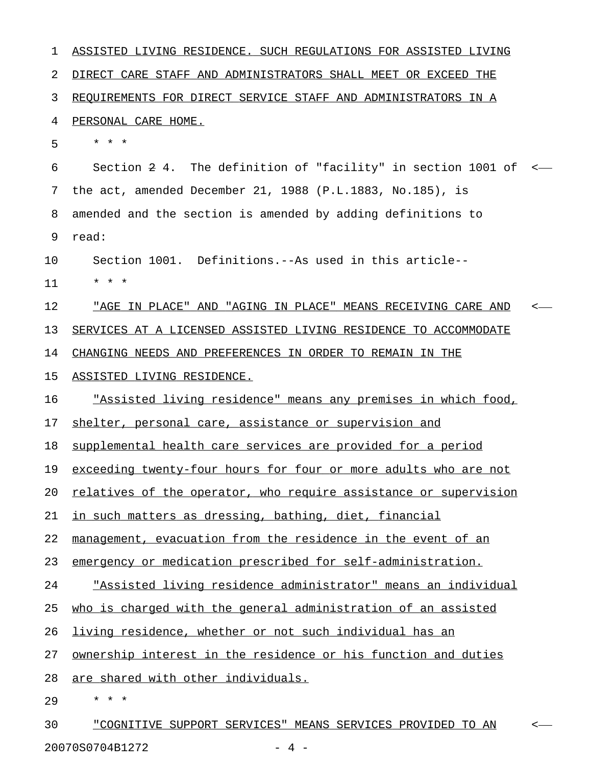ASSISTED LIVING RESIDENCE. SUCH REGULATIONS FOR ASSISTED LIVING DIRECT CARE STAFF AND ADMINISTRATORS SHALL MEET OR EXCEED THE REQUIREMENTS FOR DIRECT SERVICE STAFF AND ADMINISTRATORS IN A PERSONAL CARE HOME.

* * *

Section ~~2~~ 4. The definition of "facility" in section 1001 of the act, amended December 21, 1988 (P.L.1883, No.185), is amended and the section is amended by adding definitions to read:

Section 1001. Definitions.--As used in this article--

* * *

"AGE IN PLACE" AND "AGING IN PLACE" MEANS RECEIVING CARE AND SERVICES AT A LICENSED ASSISTED LIVING RESIDENCE TO ACCOMMODATE CHANGING NEEDS AND PREFERENCES IN ORDER TO REMAIN IN THE ASSISTED LIVING RESIDENCE.

"Assisted living residence" means any premises in which food, shelter, personal care, assistance or supervision and supplemental health care services are provided for a period exceeding twenty-four hours for four or more adults who are not relatives of the operator, who require assistance or supervision in such matters as dressing, bathing, diet, financial management, evacuation from the residence in the event of an emergency or medication prescribed for self-administration.

"Assisted living residence administrator" means an individual who is charged with the general administration of an assisted living residence, whether or not such individual has an ownership interest in the residence or his function and duties are shared with other individuals.

* * *

"COGNITIVE SUPPORT SERVICES" MEANS SERVICES PROVIDED TO AN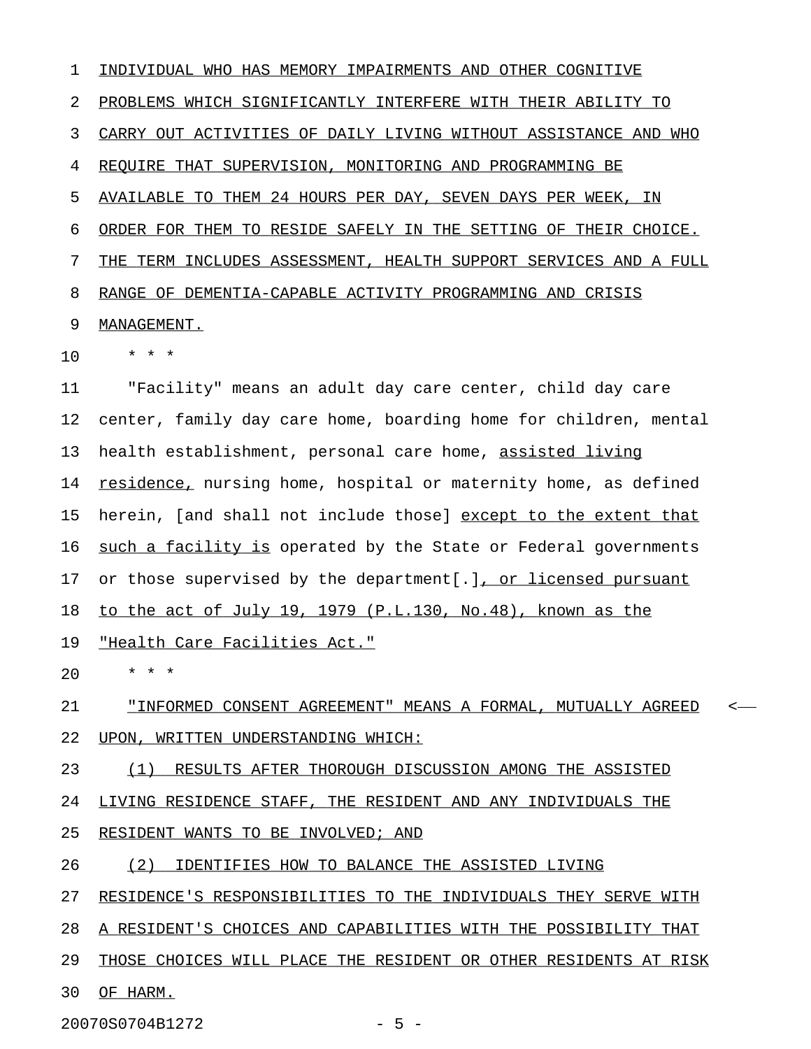INDIVIDUAL WHO HAS MEMORY IMPAIRMENTS AND OTHER COGNITIVE PROBLEMS WHICH SIGNIFICANTLY INTERFERE WITH THEIR ABILITY TO CARRY OUT ACTIVITIES OF DAILY LIVING WITHOUT ASSISTANCE AND WHO REQUIRE THAT SUPERVISION, MONITORING AND PROGRAMMING BE AVAILABLE TO THEM 24 HOURS PER DAY, SEVEN DAYS PER WEEK, IN ORDER FOR THEM TO RESIDE SAFELY IN THE SETTING OF THEIR CHOICE. THE TERM INCLUDES ASSESSMENT, HEALTH SUPPORT SERVICES AND A FULL RANGE OF DEMENTIA-CAPABLE ACTIVITY PROGRAMMING AND CRISIS MANAGEMENT.

\* \* \*

"Facility" means an adult day care center, child day care center, family day care home, boarding home for children, mental health establishment, personal care home, assisted living residence, nursing home, hospital or maternity home, as defined herein, [and shall not include those] except to the extent that such a facility is operated by the State or Federal governments or those supervised by the department[.], or licensed pursuant to the act of July 19, 1979 (P.L.130, No.48), known as the "Health Care Facilities Act."

\* \* \*

"INFORMED CONSENT AGREEMENT" MEANS A FORMAL, MUTUALLY AGREED UPON, WRITTEN UNDERSTANDING WHICH:

(1) RESULTS AFTER THOROUGH DISCUSSION AMONG THE ASSISTED LIVING RESIDENCE STAFF, THE RESIDENT AND ANY INDIVIDUALS THE RESIDENT WANTS TO BE INVOLVED; AND

(2) IDENTIFIES HOW TO BALANCE THE ASSISTED LIVING RESIDENCE'S RESPONSIBILITIES TO THE INDIVIDUALS THEY SERVE WITH A RESIDENT'S CHOICES AND CAPABILITIES WITH THE POSSIBILITY THAT THOSE CHOICES WILL PLACE THE RESIDENT OR OTHER RESIDENTS AT RISK OF HARM.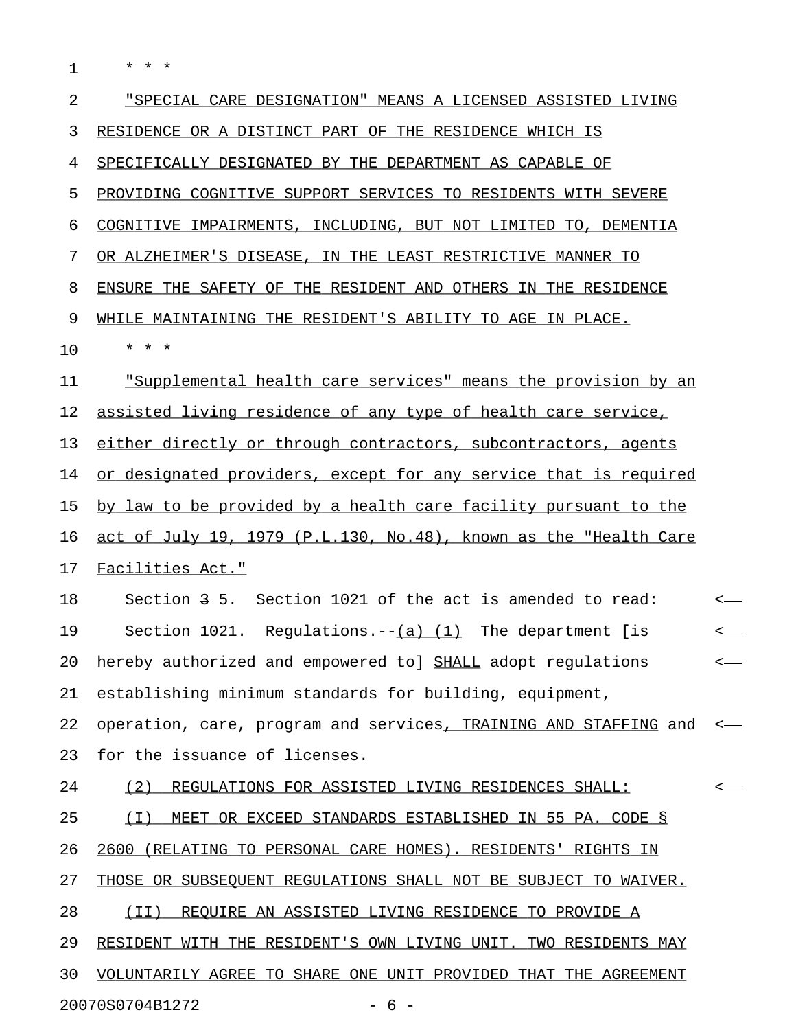\* \* \*

"SPECIAL CARE DESIGNATION" MEANS A LICENSED ASSISTED LIVING RESIDENCE OR A DISTINCT PART OF THE RESIDENCE WHICH IS SPECIFICALLY DESIGNATED BY THE DEPARTMENT AS CAPABLE OF PROVIDING COGNITIVE SUPPORT SERVICES TO RESIDENTS WITH SEVERE COGNITIVE IMPAIRMENTS, INCLUDING, BUT NOT LIMITED TO, DEMENTIA OR ALZHEIMER'S DISEASE, IN THE LEAST RESTRICTIVE MANNER TO ENSURE THE SAFETY OF THE RESIDENT AND OTHERS IN THE RESIDENCE WHILE MAINTAINING THE RESIDENT'S ABILITY TO AGE IN PLACE.

\* \* \*

"Supplemental health care services" means the provision by an assisted living residence of any type of health care service, either directly or through contractors, subcontractors, agents or designated providers, except for any service that is required by law to be provided by a health care facility pursuant to the act of July 19, 1979 (P.L.130, No.48), known as the "Health Care Facilities Act."

Section ~~3~~ 5. Section 1021 of the act is amended to read:

Section 1021. Regulations.--(a) (1) The department [is hereby authorized and empowered to] SHALL adopt regulations establishing minimum standards for building, equipment, operation, care, program and services, TRAINING AND STAFFING and for the issuance of licenses.

(2) REGULATIONS FOR ASSISTED LIVING RESIDENCES SHALL:

(I) MEET OR EXCEED STANDARDS ESTABLISHED IN 55 PA. CODE § 2600 (RELATING TO PERSONAL CARE HOMES). RESIDENTS' RIGHTS IN THOSE OR SUBSEQUENT REGULATIONS SHALL NOT BE SUBJECT TO WAIVER.

(II) REQUIRE AN ASSISTED LIVING RESIDENCE TO PROVIDE A RESIDENT WITH THE RESIDENT'S OWN LIVING UNIT. TWO RESIDENTS MAY VOLUNTARILY AGREE TO SHARE ONE UNIT PROVIDED THAT THE AGREEMENT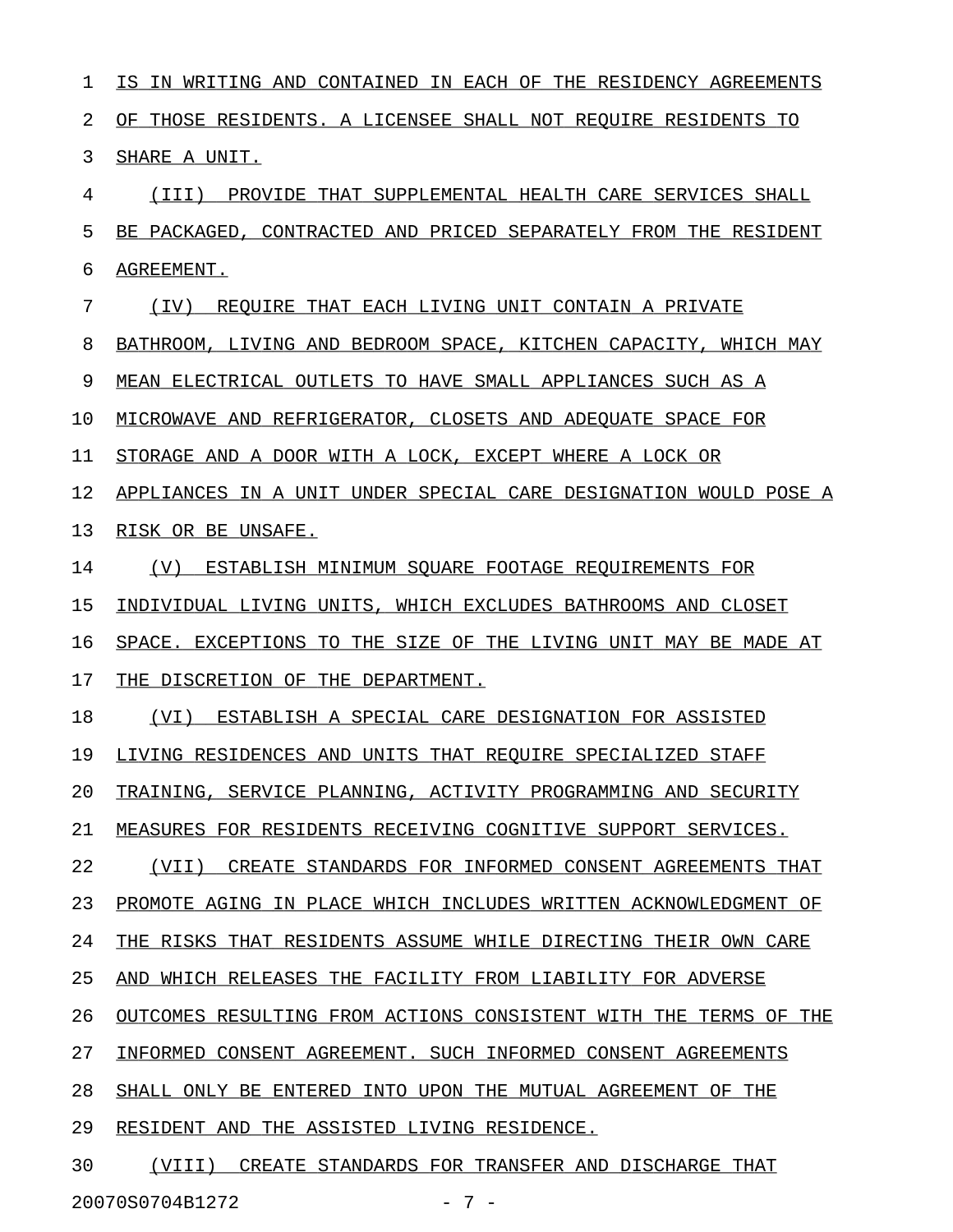IS IN WRITING AND CONTAINED IN EACH OF THE RESIDENCY AGREEMENTS OF THOSE RESIDENTS. A LICENSEE SHALL NOT REQUIRE RESIDENTS TO SHARE A UNIT.

(III) PROVIDE THAT SUPPLEMENTAL HEALTH CARE SERVICES SHALL BE PACKAGED, CONTRACTED AND PRICED SEPARATELY FROM THE RESIDENT AGREEMENT.

(IV) REQUIRE THAT EACH LIVING UNIT CONTAIN A PRIVATE BATHROOM, LIVING AND BEDROOM SPACE, KITCHEN CAPACITY, WHICH MAY MEAN ELECTRICAL OUTLETS TO HAVE SMALL APPLIANCES SUCH AS A MICROWAVE AND REFRIGERATOR, CLOSETS AND ADEQUATE SPACE FOR STORAGE AND A DOOR WITH A LOCK, EXCEPT WHERE A LOCK OR APPLIANCES IN A UNIT UNDER SPECIAL CARE DESIGNATION WOULD POSE A RISK OR BE UNSAFE.

(V) ESTABLISH MINIMUM SQUARE FOOTAGE REQUIREMENTS FOR INDIVIDUAL LIVING UNITS, WHICH EXCLUDES BATHROOMS AND CLOSET SPACE. EXCEPTIONS TO THE SIZE OF THE LIVING UNIT MAY BE MADE AT THE DISCRETION OF THE DEPARTMENT.

(VI) ESTABLISH A SPECIAL CARE DESIGNATION FOR ASSISTED LIVING RESIDENCES AND UNITS THAT REQUIRE SPECIALIZED STAFF TRAINING, SERVICE PLANNING, ACTIVITY PROGRAMMING AND SECURITY MEASURES FOR RESIDENTS RECEIVING COGNITIVE SUPPORT SERVICES.

(VII) CREATE STANDARDS FOR INFORMED CONSENT AGREEMENTS THAT PROMOTE AGING IN PLACE WHICH INCLUDES WRITTEN ACKNOWLEDGMENT OF THE RISKS THAT RESIDENTS ASSUME WHILE DIRECTING THEIR OWN CARE AND WHICH RELEASES THE FACILITY FROM LIABILITY FOR ADVERSE OUTCOMES RESULTING FROM ACTIONS CONSISTENT WITH THE TERMS OF THE INFORMED CONSENT AGREEMENT. SUCH INFORMED CONSENT AGREEMENTS SHALL ONLY BE ENTERED INTO UPON THE MUTUAL AGREEMENT OF THE RESIDENT AND THE ASSISTED LIVING RESIDENCE.

(VIII) CREATE STANDARDS FOR TRANSFER AND DISCHARGE THAT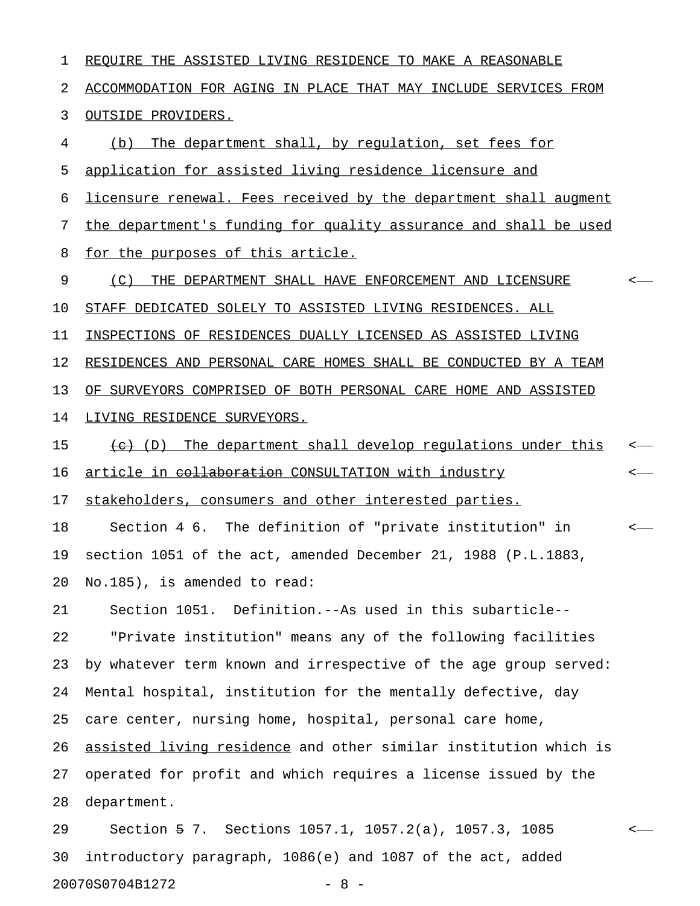REQUIRE THE ASSISTED LIVING RESIDENCE TO MAKE A REASONABLE ACCOMMODATION FOR AGING IN PLACE THAT MAY INCLUDE SERVICES FROM OUTSIDE PROVIDERS.

(b) The department shall, by regulation, set fees for application for assisted living residence licensure and licensure renewal. Fees received by the department shall augment the department's funding for quality assurance and shall be used for the purposes of this article.

(C) THE DEPARTMENT SHALL HAVE ENFORCEMENT AND LICENSURE STAFF DEDICATED SOLELY TO ASSISTED LIVING RESIDENCES. ALL INSPECTIONS OF RESIDENCES DUALLY LICENSED AS ASSISTED LIVING RESIDENCES AND PERSONAL CARE HOMES SHALL BE CONDUCTED BY A TEAM OF SURVEYORS COMPRISED OF BOTH PERSONAL CARE HOME AND ASSISTED LIVING RESIDENCE SURVEYORS.

~~(c)~~ (D) The department shall develop regulations under this article in ~~collaboration~~ CONSULTATION with industry stakeholders, consumers and other interested parties.

Section 4 6. The definition of "private institution" in section 1051 of the act, amended December 21, 1988 (P.L.1883, No.185), is amended to read:

Section 1051. Definition.--As used in this subarticle--

"Private institution" means any of the following facilities by whatever term known and irrespective of the age group served: Mental hospital, institution for the mentally defective, day care center, nursing home, hospital, personal care home, assisted living residence and other similar institution which is operated for profit and which requires a license issued by the department.

Section ~~5~~ 7. Sections 1057.1, 1057.2(a), 1057.3, 1085 introductory paragraph, 1086(e) and 1087 of the act, added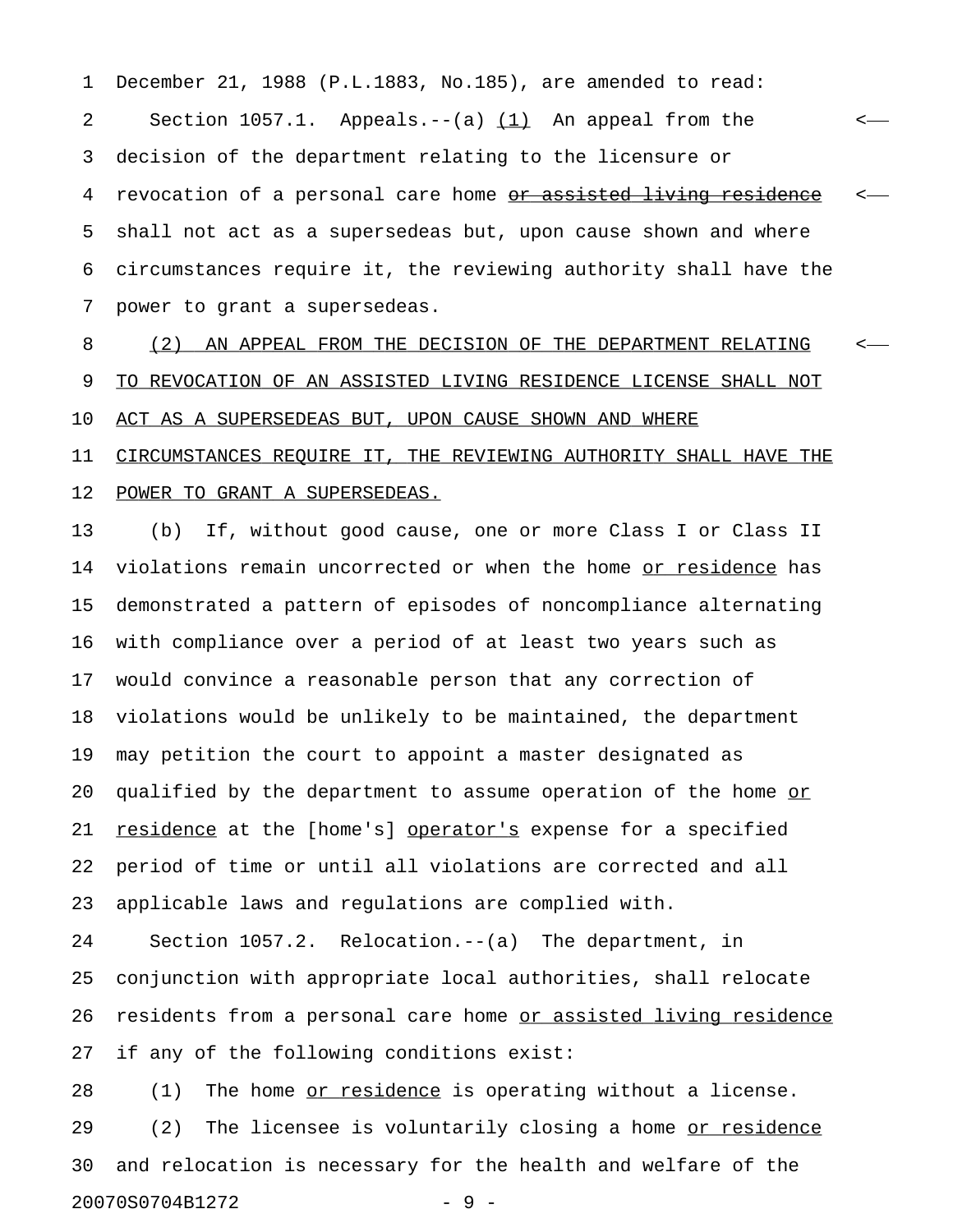December 21, 1988 (P.L.1883, No.185), are amended to read:

Section 1057.1. Appeals.--(a) <u>(1)</u> An appeal from the decision of the department relating to the licensure or revocation of a personal care home ~~or assisted living residence~~ shall not act as a supersedeas but, upon cause shown and where circumstances require it, the reviewing authority shall have the power to grant a supersedeas.

<u>(2) AN APPEAL FROM THE DECISION OF THE DEPARTMENT RELATING TO REVOCATION OF AN ASSISTED LIVING RESIDENCE LICENSE SHALL NOT ACT AS A SUPERSEDEAS BUT, UPON CAUSE SHOWN AND WHERE CIRCUMSTANCES REQUIRE IT, THE REVIEWING AUTHORITY SHALL HAVE THE POWER TO GRANT A SUPERSEDEAS.</u>

(b) If, without good cause, one or more Class I or Class II violations remain uncorrected or when the home <u>or residence</u> has demonstrated a pattern of episodes of noncompliance alternating with compliance over a period of at least two years such as would convince a reasonable person that any correction of violations would be unlikely to be maintained, the department may petition the court to appoint a master designated as qualified by the department to assume operation of the home <u>or residence</u> at the [home's] <u>operator's</u> expense for a specified period of time or until all violations are corrected and all applicable laws and regulations are complied with.

Section 1057.2. Relocation.--(a) The department, in conjunction with appropriate local authorities, shall relocate residents from a personal care home <u>or assisted living residence</u> if any of the following conditions exist:

(1) The home <u>or residence</u> is operating without a license.

(2) The licensee is voluntarily closing a home <u>or residence</u> and relocation is necessary for the health and welfare of the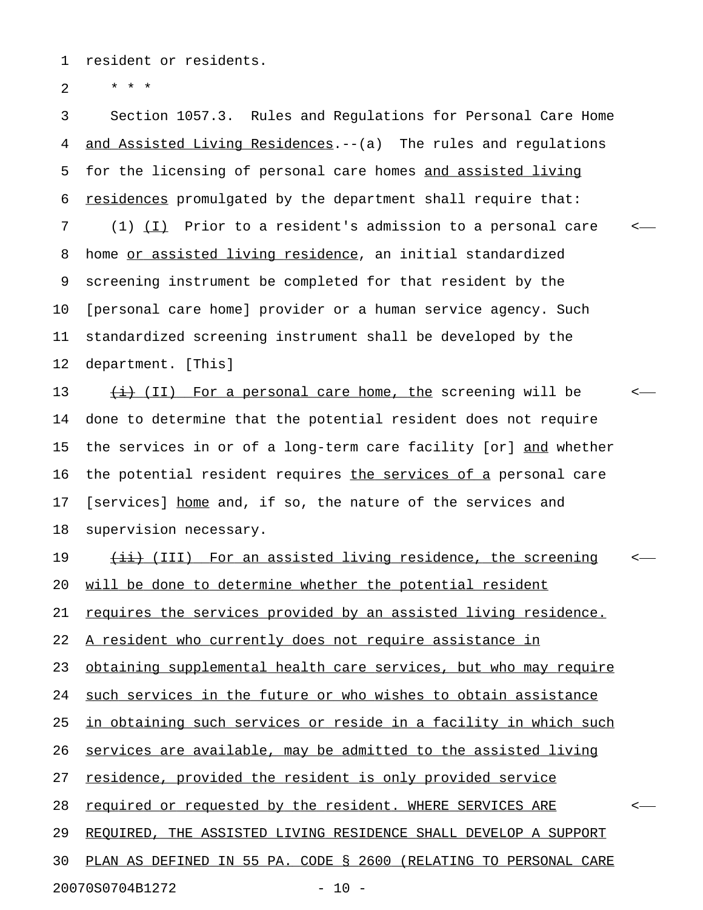resident or residents.

\* \* \*

Section 1057.3. Rules and Regulations for Personal Care Home <u>and Assisted Living Residences</u>.--(a) The rules and regulations for the licensing of personal care homes <u>and assisted living residences</u> promulgated by the department shall require that:

(1) <u>(I)</u> Prior to a resident's admission to a personal care home <u>or assisted living residence</u>, an initial standardized screening instrument be completed for that resident by the [personal care home] provider or a human service agency. Such standardized screening instrument shall be developed by the department. [This]

~~(i)~~ <u>(II) For a personal care home, the</u> screening will be done to determine that the potential resident does not require the services in or of a long-term care facility [or] <u>and</u> whether the potential resident requires <u>the services of a</u> personal care [services] <u>home</u> and, if so, the nature of the services and supervision necessary.

~~(ii)~~ <u>(III) For an assisted living residence, the screening will be done to determine whether the potential resident requires the services provided by an assisted living residence. A resident who currently does not require assistance in obtaining supplemental health care services, but who may require such services in the future or who wishes to obtain assistance in obtaining such services or reside in a facility in which such services are available, may be admitted to the assisted living residence, provided the resident is only provided service required or requested by the resident. WHERE SERVICES ARE REQUIRED, THE ASSISTED LIVING RESIDENCE SHALL DEVELOP A SUPPORT PLAN AS DEFINED IN 55 PA. CODE § 2600 (RELATING TO PERSONAL CARE</u>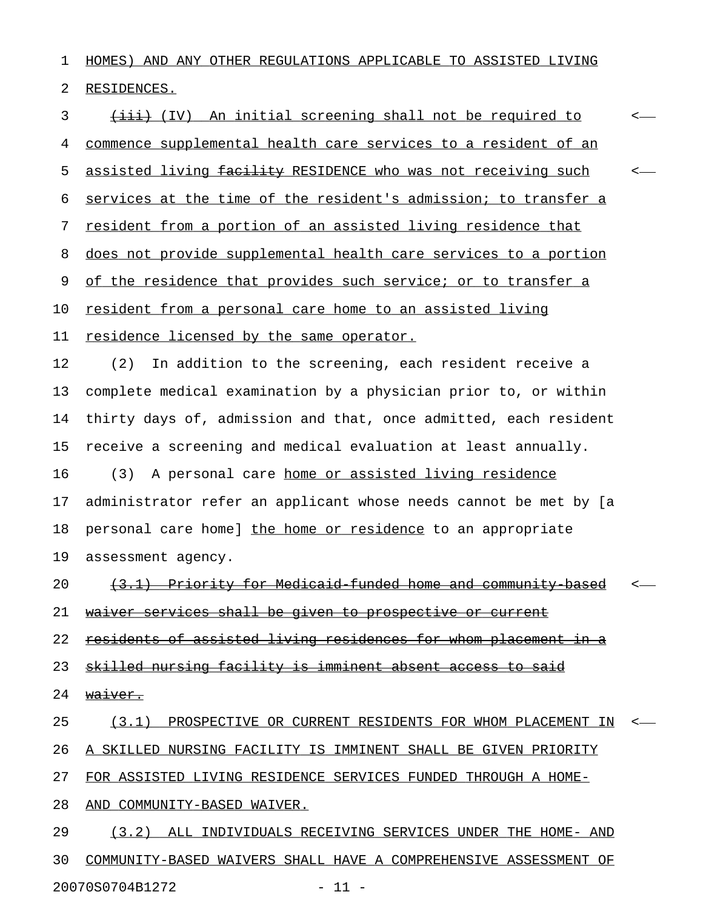HOMES) AND ANY OTHER REGULATIONS APPLICABLE TO ASSISTED LIVING RESIDENCES.

~~(iii)~~ (IV) An initial screening shall not be required to commence supplemental health care services to a resident of an assisted living ~~facility~~ RESIDENCE who was not receiving such services at the time of the resident's admission; to transfer a resident from a portion of an assisted living residence that does not provide supplemental health care services to a portion of the residence that provides such service; or to transfer a resident from a personal care home to an assisted living residence licensed by the same operator.

(2) In addition to the screening, each resident receive a complete medical examination by a physician prior to, or within thirty days of, admission and that, once admitted, each resident receive a screening and medical evaluation at least annually.

(3) A personal care home or assisted living residence administrator refer an applicant whose needs cannot be met by [a personal care home] the home or residence to an appropriate assessment agency.

~~(3.1) Priority for Medicaid-funded home and community-based waiver services shall be given to prospective or current residents of assisted living residences for whom placement in a skilled nursing facility is imminent absent access to said waiver.~~

(3.1) PROSPECTIVE OR CURRENT RESIDENTS FOR WHOM PLACEMENT IN A SKILLED NURSING FACILITY IS IMMINENT SHALL BE GIVEN PRIORITY FOR ASSISTED LIVING RESIDENCE SERVICES FUNDED THROUGH A HOME- AND COMMUNITY-BASED WAIVER.

(3.2) ALL INDIVIDUALS RECEIVING SERVICES UNDER THE HOME- AND COMMUNITY-BASED WAIVERS SHALL HAVE A COMPREHENSIVE ASSESSMENT OF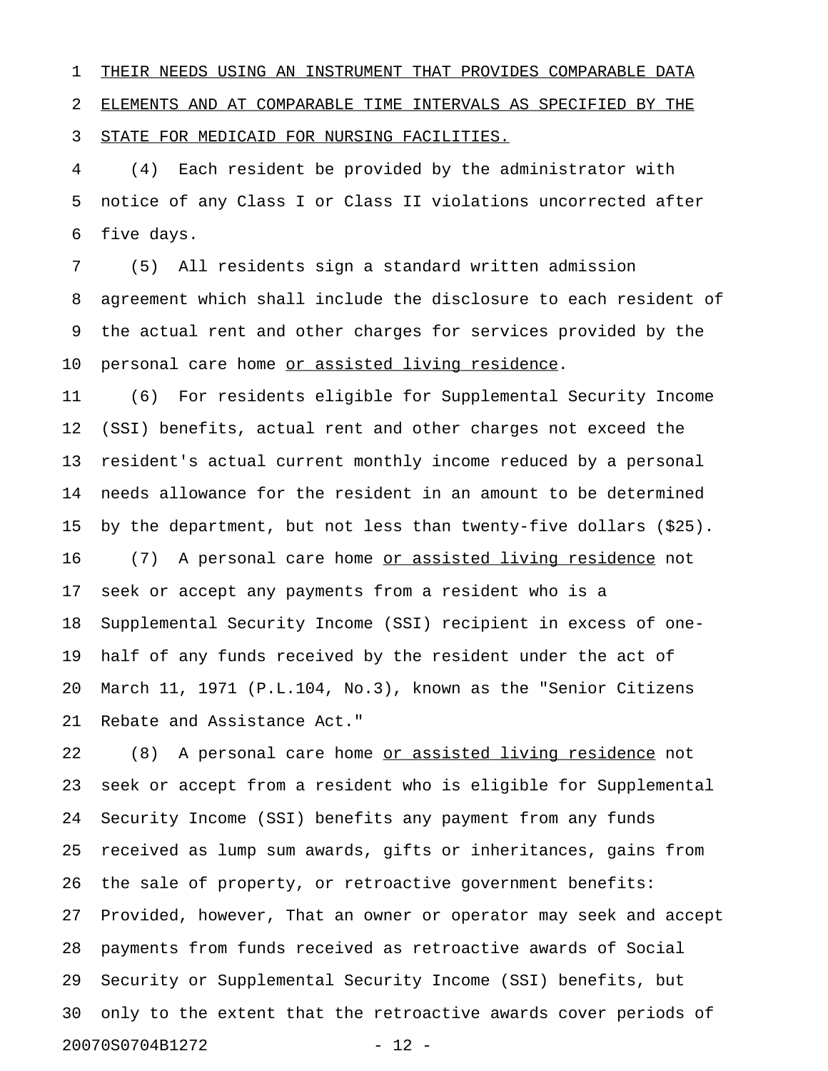THEIR NEEDS USING AN INSTRUMENT THAT PROVIDES COMPARABLE DATA ELEMENTS AND AT COMPARABLE TIME INTERVALS AS SPECIFIED BY THE STATE FOR MEDICAID FOR NURSING FACILITIES.

(4) Each resident be provided by the administrator with notice of any Class I or Class II violations uncorrected after five days.

(5) All residents sign a standard written admission agreement which shall include the disclosure to each resident of the actual rent and other charges for services provided by the personal care home or assisted living residence.

(6) For residents eligible for Supplemental Security Income (SSI) benefits, actual rent and other charges not exceed the resident's actual current monthly income reduced by a personal needs allowance for the resident in an amount to be determined by the department, but not less than twenty-five dollars ($25).

(7) A personal care home or assisted living residence not seek or accept any payments from a resident who is a Supplemental Security Income (SSI) recipient in excess of one-half of any funds received by the resident under the act of March 11, 1971 (P.L.104, No.3), known as the "Senior Citizens Rebate and Assistance Act."

(8) A personal care home or assisted living residence not seek or accept from a resident who is eligible for Supplemental Security Income (SSI) benefits any payment from any funds received as lump sum awards, gifts or inheritances, gains from the sale of property, or retroactive government benefits: Provided, however, That an owner or operator may seek and accept payments from funds received as retroactive awards of Social Security or Supplemental Security Income (SSI) benefits, but only to the extent that the retroactive awards cover periods of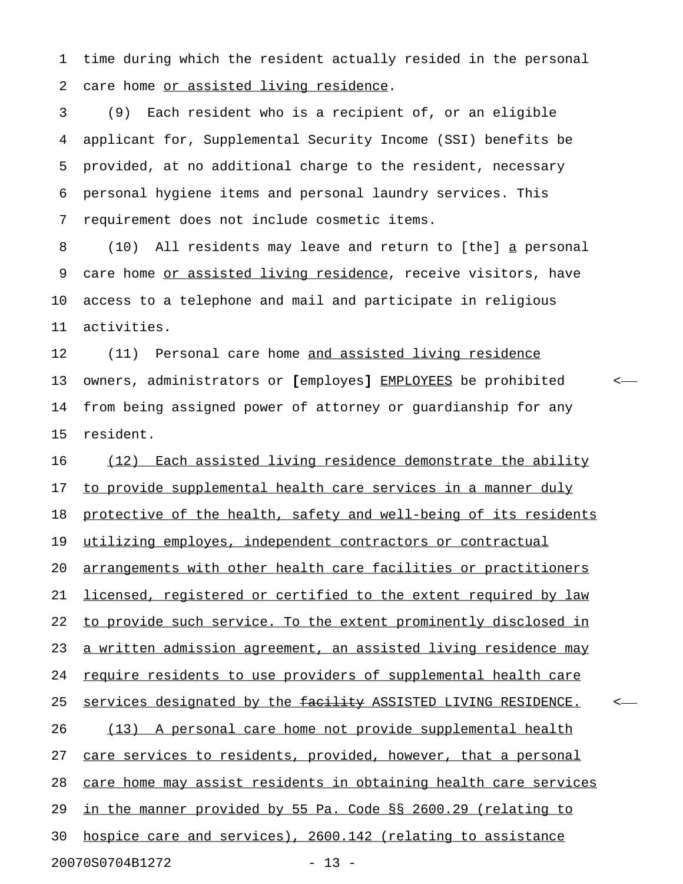time during which the resident actually resided in the personal care home <u>or assisted living residence</u>.

(9) Each resident who is a recipient of, or an eligible applicant for, Supplemental Security Income (SSI) benefits be provided, at no additional charge to the resident, necessary personal hygiene items and personal laundry services. This requirement does not include cosmetic items.

(10) All residents may leave and return to [the] <u>a</u> personal care home <u>or assisted living residence</u>, receive visitors, have access to a telephone and mail and participate in religious activities.

(11) Personal care home <u>and assisted living residence</u> owners, administrators or **[**employes**]** <u>EMPLOYEES</u> be prohibited from being assigned power of attorney or guardianship for any resident.

<u>(12) Each assisted living residence demonstrate the ability to provide supplemental health care services in a manner duly protective of the health, safety and well-being of its residents utilizing employes, independent contractors or contractual arrangements with other health care facilities or practitioners licensed, registered or certified to the extent required by law to provide such service. To the extent prominently disclosed in a written admission agreement, an assisted living residence may require residents to use providers of supplemental health care services designated by the</u> ~~<u>facility</u>~~ ASSISTED LIVING RESIDENCE.

<u>(13) A personal care home not provide supplemental health care services to residents, provided, however, that a personal care home may assist residents in obtaining health care services in the manner provided by 55 Pa. Code §§ 2600.29 (relating to hospice care and services), 2600.142 (relating to assistance</u>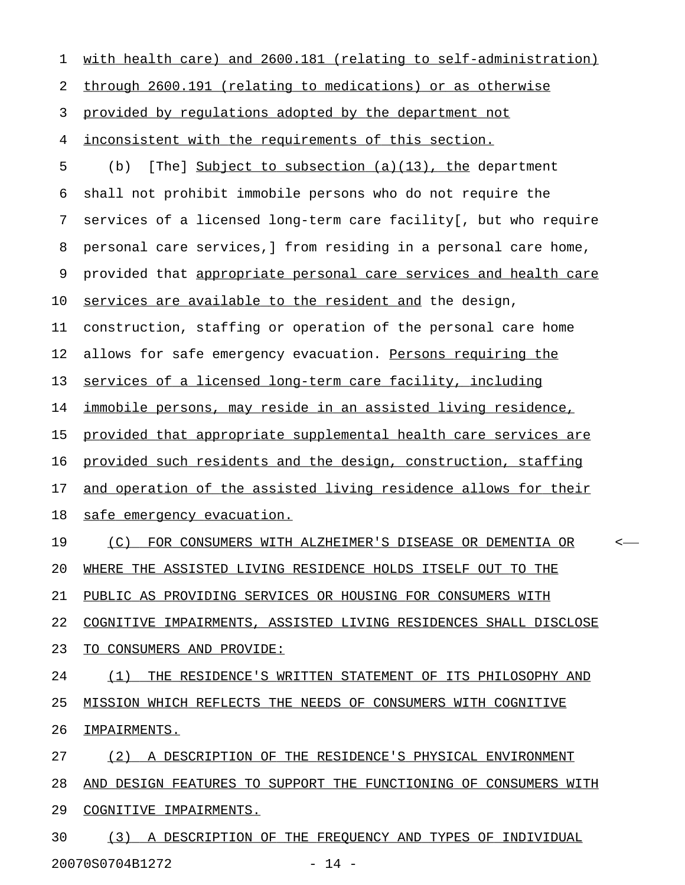with health care) and 2600.181 (relating to self-administration) through 2600.191 (relating to medications) or as otherwise provided by regulations adopted by the department not inconsistent with the requirements of this section.

(b) [The] Subject to subsection (a)(13), the department shall not prohibit immobile persons who do not require the services of a licensed long-term care facility[, but who require personal care services,] from residing in a personal care home, provided that appropriate personal care services and health care services are available to the resident and the design, construction, staffing or operation of the personal care home allows for safe emergency evacuation. Persons requiring the services of a licensed long-term care facility, including immobile persons, may reside in an assisted living residence, provided that appropriate supplemental health care services are provided such residents and the design, construction, staffing and operation of the assisted living residence allows for their safe emergency evacuation.

(C) FOR CONSUMERS WITH ALZHEIMER'S DISEASE OR DEMENTIA OR WHERE THE ASSISTED LIVING RESIDENCE HOLDS ITSELF OUT TO THE PUBLIC AS PROVIDING SERVICES OR HOUSING FOR CONSUMERS WITH COGNITIVE IMPAIRMENTS, ASSISTED LIVING RESIDENCES SHALL DISCLOSE TO CONSUMERS AND PROVIDE:

(1) THE RESIDENCE'S WRITTEN STATEMENT OF ITS PHILOSOPHY AND MISSION WHICH REFLECTS THE NEEDS OF CONSUMERS WITH COGNITIVE IMPAIRMENTS.

(2) A DESCRIPTION OF THE RESIDENCE'S PHYSICAL ENVIRONMENT AND DESIGN FEATURES TO SUPPORT THE FUNCTIONING OF CONSUMERS WITH COGNITIVE IMPAIRMENTS.

(3) A DESCRIPTION OF THE FREQUENCY AND TYPES OF INDIVIDUAL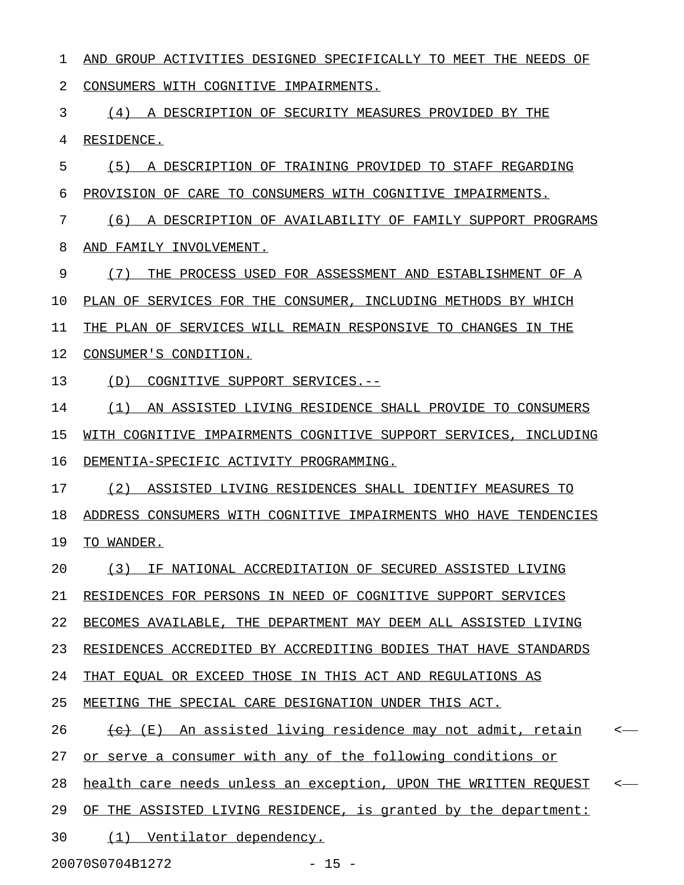AND GROUP ACTIVITIES DESIGNED SPECIFICALLY TO MEET THE NEEDS OF CONSUMERS WITH COGNITIVE IMPAIRMENTS.

(4) A DESCRIPTION OF SECURITY MEASURES PROVIDED BY THE RESIDENCE.

(5) A DESCRIPTION OF TRAINING PROVIDED TO STAFF REGARDING PROVISION OF CARE TO CONSUMERS WITH COGNITIVE IMPAIRMENTS.

(6) A DESCRIPTION OF AVAILABILITY OF FAMILY SUPPORT PROGRAMS AND FAMILY INVOLVEMENT.

(7) THE PROCESS USED FOR ASSESSMENT AND ESTABLISHMENT OF A PLAN OF SERVICES FOR THE CONSUMER, INCLUDING METHODS BY WHICH THE PLAN OF SERVICES WILL REMAIN RESPONSIVE TO CHANGES IN THE CONSUMER'S CONDITION.

(D) COGNITIVE SUPPORT SERVICES.--

(1) AN ASSISTED LIVING RESIDENCE SHALL PROVIDE TO CONSUMERS WITH COGNITIVE IMPAIRMENTS COGNITIVE SUPPORT SERVICES, INCLUDING DEMENTIA-SPECIFIC ACTIVITY PROGRAMMING.

(2) ASSISTED LIVING RESIDENCES SHALL IDENTIFY MEASURES TO ADDRESS CONSUMERS WITH COGNITIVE IMPAIRMENTS WHO HAVE TENDENCIES TO WANDER.

(3) IF NATIONAL ACCREDITATION OF SECURED ASSISTED LIVING RESIDENCES FOR PERSONS IN NEED OF COGNITIVE SUPPORT SERVICES BECOMES AVAILABLE, THE DEPARTMENT MAY DEEM ALL ASSISTED LIVING RESIDENCES ACCREDITED BY ACCREDITING BODIES THAT HAVE STANDARDS THAT EQUAL OR EXCEED THOSE IN THIS ACT AND REGULATIONS AS MEETING THE SPECIAL CARE DESIGNATION UNDER THIS ACT.

~~(c)~~ (E) An assisted living residence may not admit, retain or serve a consumer with any of the following conditions or health care needs unless an exception, UPON THE WRITTEN REQUEST OF THE ASSISTED LIVING RESIDENCE, is granted by the department:

(1) Ventilator dependency.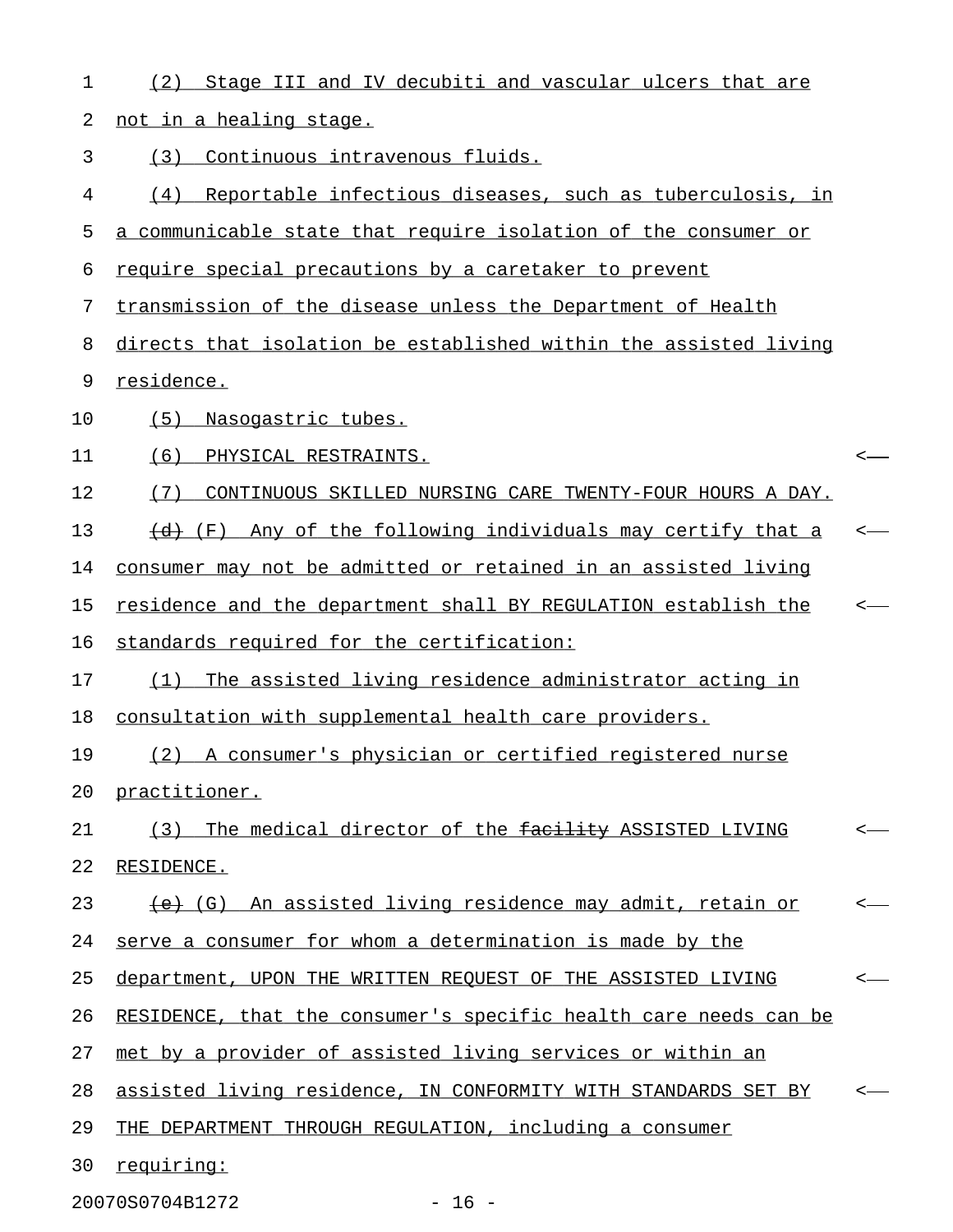(2) Stage III and IV decubiti and vascular ulcers that are not in a healing stage.

(3) Continuous intravenous fluids.

(4) Reportable infectious diseases, such as tuberculosis, in a communicable state that require isolation of the consumer or require special precautions by a caretaker to prevent transmission of the disease unless the Department of Health directs that isolation be established within the assisted living residence.

(5) Nasogastric tubes.

(6) PHYSICAL RESTRAINTS.

(7) CONTINUOUS SKILLED NURSING CARE TWENTY-FOUR HOURS A DAY.

~~(d)~~ (F) Any of the following individuals may certify that a consumer may not be admitted or retained in an assisted living residence and the department shall BY REGULATION establish the standards required for the certification:

(1) The assisted living residence administrator acting in consultation with supplemental health care providers.

(2) A consumer's physician or certified registered nurse practitioner.

(3) The medical director of the ~~facility~~ ASSISTED LIVING RESIDENCE.

~~(e)~~ (G) An assisted living residence may admit, retain or serve a consumer for whom a determination is made by the department, UPON THE WRITTEN REQUEST OF THE ASSISTED LIVING RESIDENCE, that the consumer's specific health care needs can be met by a provider of assisted living services or within an assisted living residence, IN CONFORMITY WITH STANDARDS SET BY THE DEPARTMENT THROUGH REGULATION, including a consumer requiring: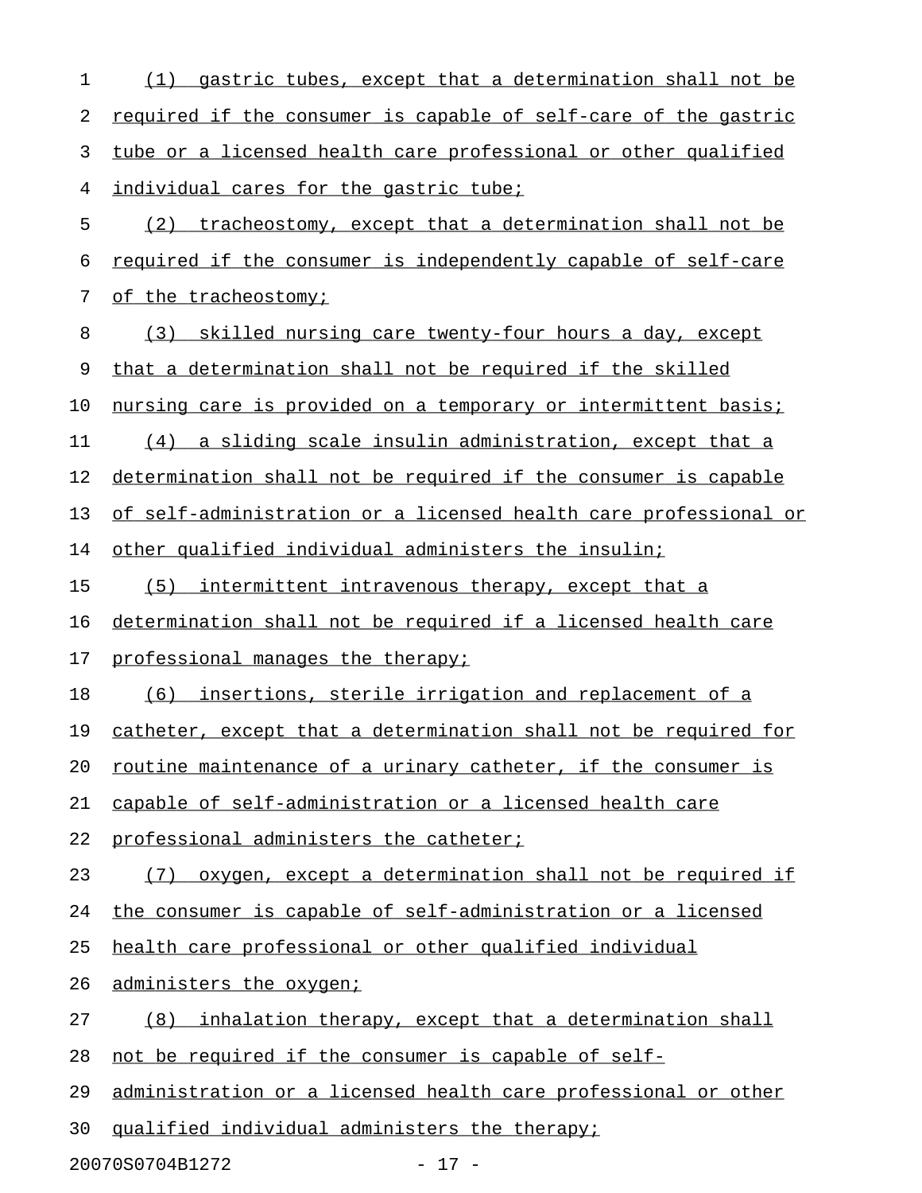(1) gastric tubes, except that a determination shall not be required if the consumer is capable of self-care of the gastric tube or a licensed health care professional or other qualified individual cares for the gastric tube;

(2) tracheostomy, except that a determination shall not be required if the consumer is independently capable of self-care of the tracheostomy;

(3) skilled nursing care twenty-four hours a day, except that a determination shall not be required if the skilled nursing care is provided on a temporary or intermittent basis;

(4) a sliding scale insulin administration, except that a determination shall not be required if the consumer is capable of self-administration or a licensed health care professional or other qualified individual administers the insulin;

(5) intermittent intravenous therapy, except that a determination shall not be required if a licensed health care professional manages the therapy;

(6) insertions, sterile irrigation and replacement of a catheter, except that a determination shall not be required for routine maintenance of a urinary catheter, if the consumer is capable of self-administration or a licensed health care professional administers the catheter;

(7) oxygen, except a determination shall not be required if the consumer is capable of self-administration or a licensed health care professional or other qualified individual administers the oxygen;

(8) inhalation therapy, except that a determination shall not be required if the consumer is capable of self-administration or a licensed health care professional or other qualified individual administers the therapy;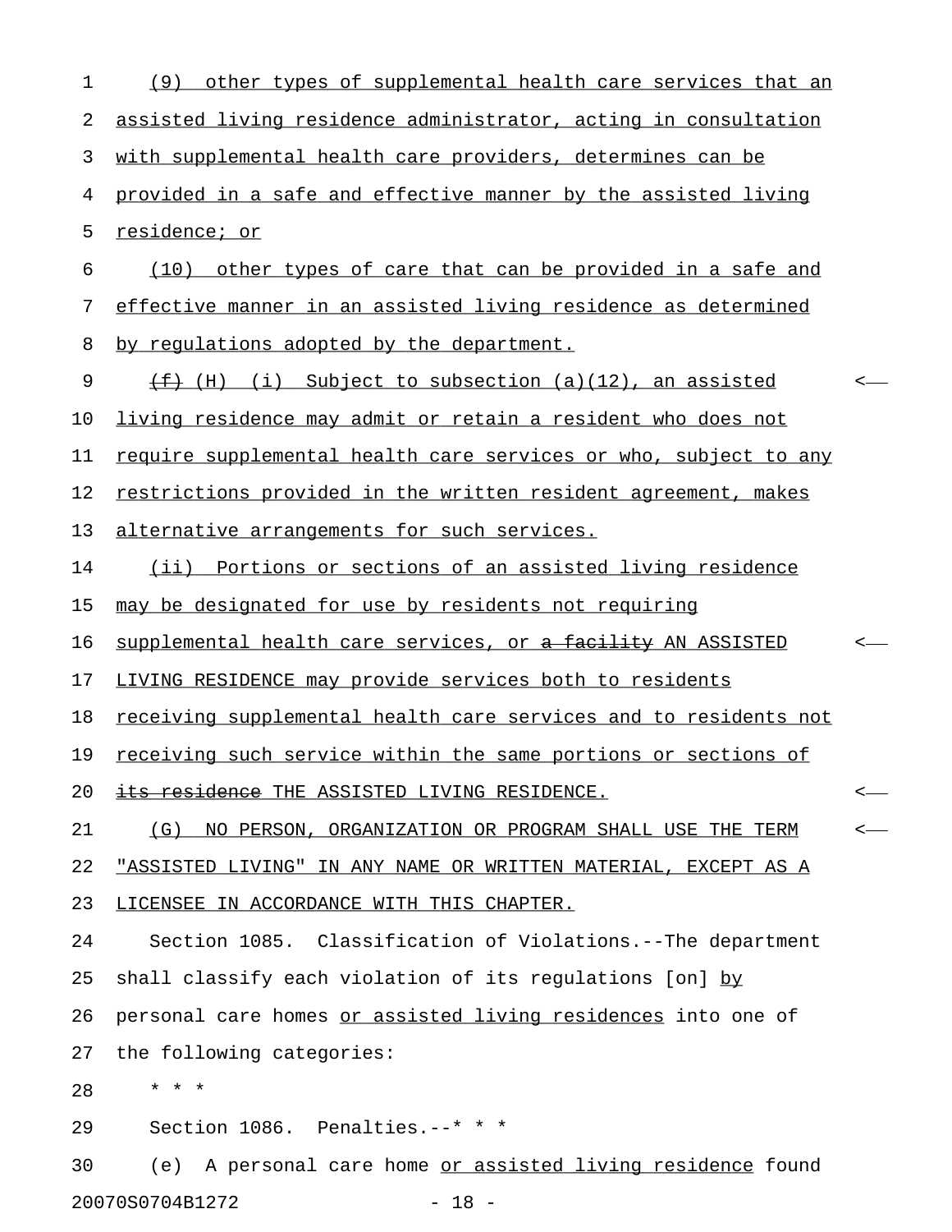(9) other types of supplemental health care services that an assisted living residence administrator, acting in consultation with supplemental health care providers, determines can be provided in a safe and effective manner by the assisted living residence; or

(10) other types of care that can be provided in a safe and effective manner in an assisted living residence as determined by regulations adopted by the department.

~~(f)~~ (H) (i) Subject to subsection (a)(12), an assisted living residence may admit or retain a resident who does not require supplemental health care services or who, subject to any restrictions provided in the written resident agreement, makes alternative arrangements for such services.

(ii) Portions or sections of an assisted living residence may be designated for use by residents not requiring supplemental health care services, or ~~a facility~~ AN ASSISTED LIVING RESIDENCE may provide services both to residents receiving supplemental health care services and to residents not receiving such service within the same portions or sections of ~~its residence~~ THE ASSISTED LIVING RESIDENCE.

(G) NO PERSON, ORGANIZATION OR PROGRAM SHALL USE THE TERM "ASSISTED LIVING" IN ANY NAME OR WRITTEN MATERIAL, EXCEPT AS A LICENSEE IN ACCORDANCE WITH THIS CHAPTER.

Section 1085. Classification of Violations.--The department shall classify each violation of its regulations [on] by personal care homes or assisted living residences into one of the following categories:

\* \* \*

Section 1086. Penalties.--\* \* \*

(e) A personal care home or assisted living residence found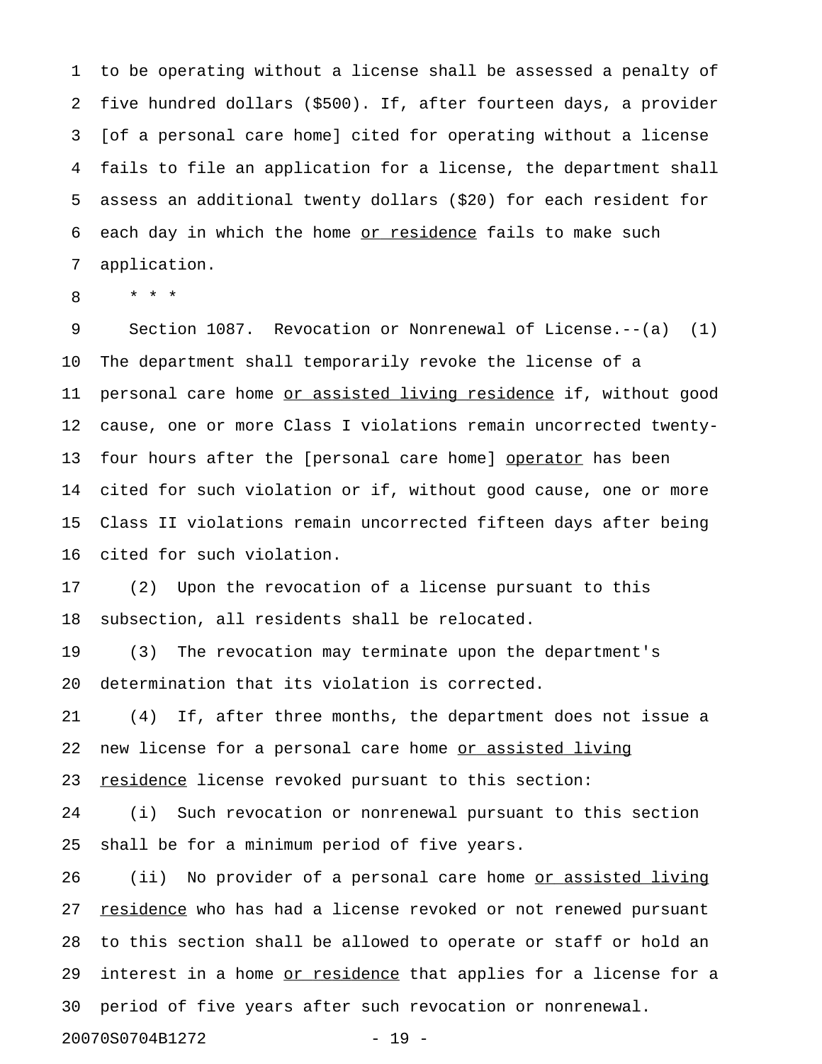to be operating without a license shall be assessed a penalty of five hundred dollars ($500). If, after fourteen days, a provider [of a personal care home] cited for operating without a license fails to file an application for a license, the department shall assess an additional twenty dollars ($20) for each resident for each day in which the home <u>or residence</u> fails to make such application.

\* \* \*

Section 1087. Revocation or Nonrenewal of License.--(a) (1) The department shall temporarily revoke the license of a personal care home <u>or assisted living residence</u> if, without good cause, one or more Class I violations remain uncorrected twenty-four hours after the [personal care home] <u>operator</u> has been cited for such violation or if, without good cause, one or more Class II violations remain uncorrected fifteen days after being cited for such violation.

(2) Upon the revocation of a license pursuant to this subsection, all residents shall be relocated.

(3) The revocation may terminate upon the department's determination that its violation is corrected.

(4) If, after three months, the department does not issue a new license for a personal care home <u>or assisted living residence</u> license revoked pursuant to this section:

(i) Such revocation or nonrenewal pursuant to this section shall be for a minimum period of five years.

(ii) No provider of a personal care home <u>or assisted living residence</u> who has had a license revoked or not renewed pursuant to this section shall be allowed to operate or staff or hold an interest in a home <u>or residence</u> that applies for a license for a period of five years after such revocation or nonrenewal.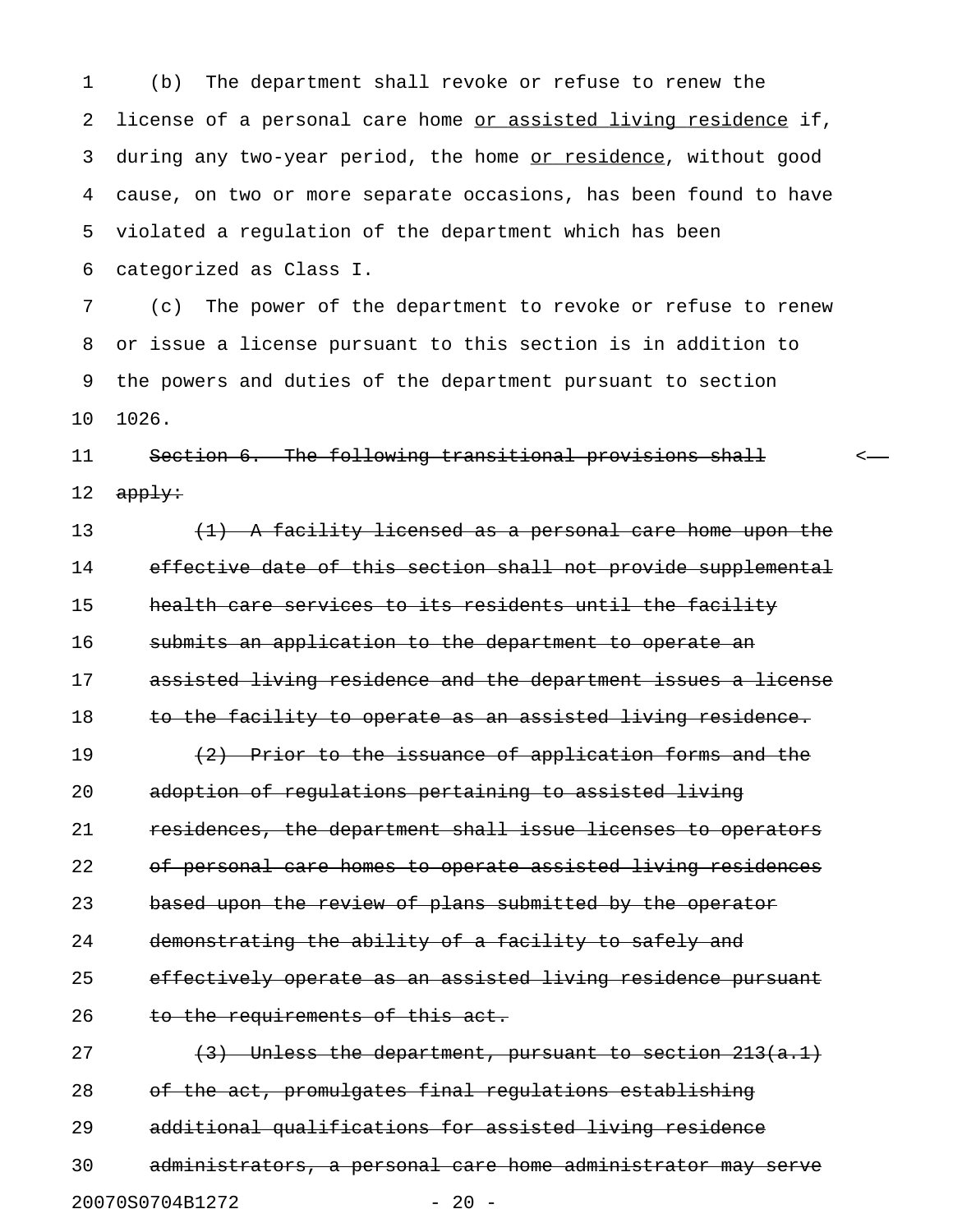(b) The department shall revoke or refuse to renew the license of a personal care home <u>or assisted living residence</u> if, during any two-year period, the home <u>or residence</u>, without good cause, on two or more separate occasions, has been found to have violated a regulation of the department which has been categorized as Class I.

(c) The power of the department to revoke or refuse to renew or issue a license pursuant to this section is in addition to the powers and duties of the department pursuant to section 1026.

~~Section 6. The following transitional provisions shall apply:~~

~~(1) A facility licensed as a personal care home upon the effective date of this section shall not provide supplemental health care services to its residents until the facility submits an application to the department to operate an assisted living residence and the department issues a license to the facility to operate as an assisted living residence.~~

~~(2) Prior to the issuance of application forms and the adoption of regulations pertaining to assisted living residences, the department shall issue licenses to operators of personal care homes to operate assisted living residences based upon the review of plans submitted by the operator demonstrating the ability of a facility to safely and effectively operate as an assisted living residence pursuant to the requirements of this act.~~

~~(3) Unless the department, pursuant to section 213(a.1) of the act, promulgates final regulations establishing additional qualifications for assisted living residence administrators, a personal care home administrator may serve~~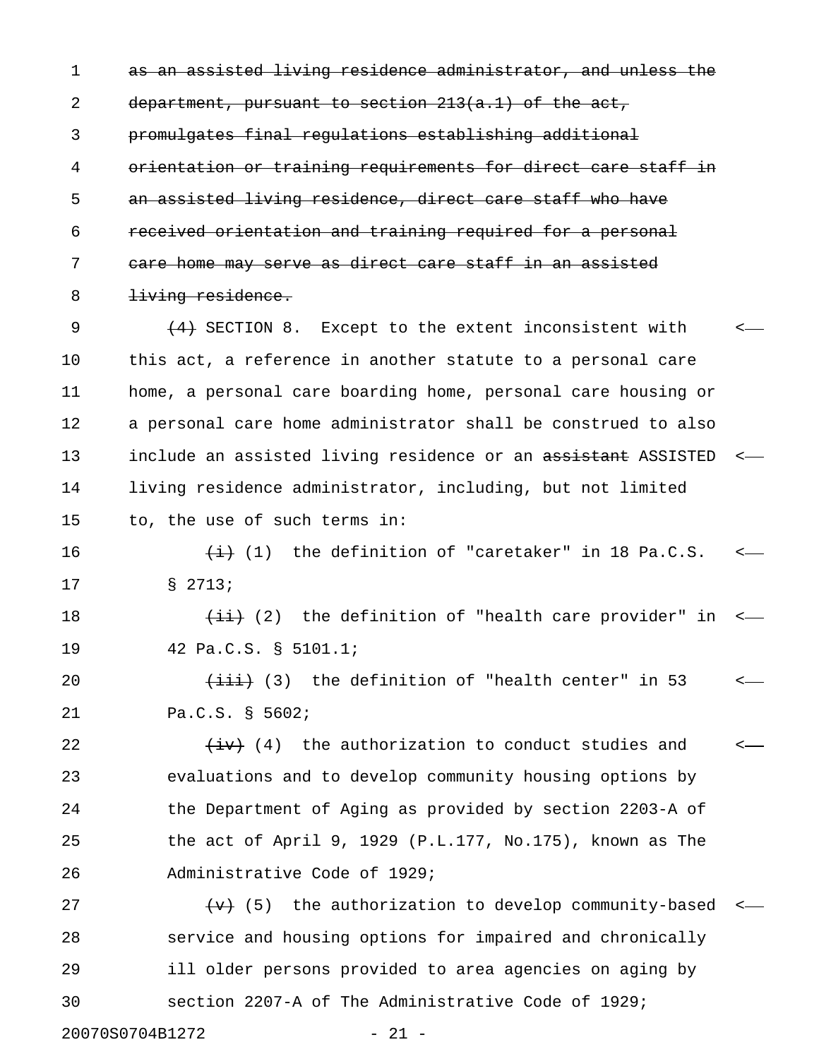~~as an assisted living residence administrator, and unless the department, pursuant to section 213(a.1) of the act, promulgates final regulations establishing additional orientation or training requirements for direct care staff in an assisted living residence, direct care staff who have received orientation and training required for a personal care home may serve as direct care staff in an assisted living residence.~~

~~(4)~~ SECTION 8. Except to the extent inconsistent with this act, a reference in another statute to a personal care home, a personal care boarding home, personal care housing or a personal care home administrator shall be construed to also include an assisted living residence or an ~~assistant~~ ASSISTED living residence administrator, including, but not limited to, the use of such terms in:

~~(i)~~ (1) the definition of "caretaker" in 18 Pa.C.S. § 2713;

~~(ii)~~ (2) the definition of "health care provider" in 42 Pa.C.S. § 5101.1;

~~(iii)~~ (3) the definition of "health center" in 53 Pa.C.S. § 5602;

~~(iv)~~ (4) the authorization to conduct studies and evaluations and to develop community housing options by the Department of Aging as provided by section 2203-A of the act of April 9, 1929 (P.L.177, No.175), known as The Administrative Code of 1929;

~~(v)~~ (5) the authorization to develop community-based service and housing options for impaired and chronically ill older persons provided to area agencies on aging by section 2207-A of The Administrative Code of 1929;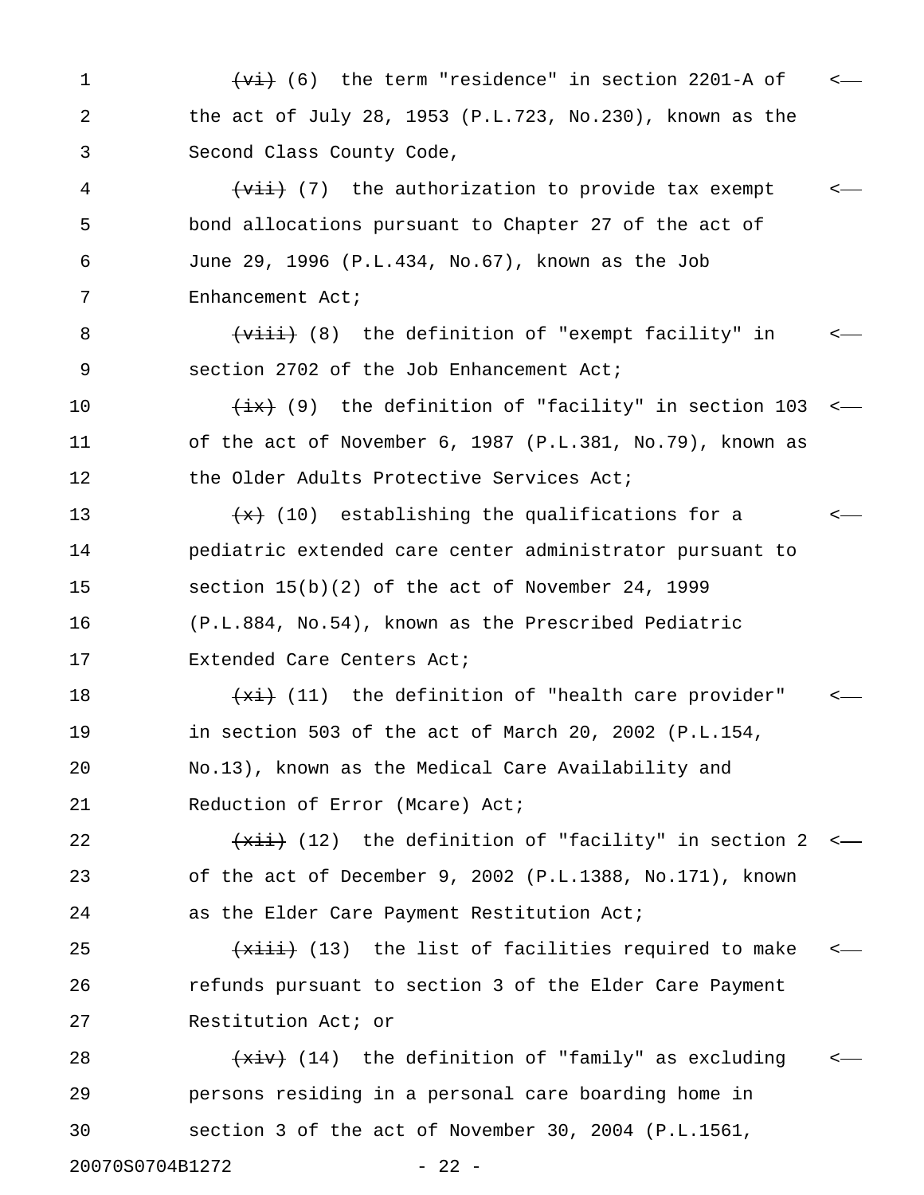~~(vi)~~ (6) the term "residence" in section 2201-A of the act of July 28, 1953 (P.L.723, No.230), known as the Second Class County Code,

~~(vii)~~ (7) the authorization to provide tax exempt bond allocations pursuant to Chapter 27 of the act of June 29, 1996 (P.L.434, No.67), known as the Job Enhancement Act;

~~(viii)~~ (8) the definition of "exempt facility" in section 2702 of the Job Enhancement Act;

~~(ix)~~ (9) the definition of "facility" in section 103 of the act of November 6, 1987 (P.L.381, No.79), known as the Older Adults Protective Services Act;

~~(x)~~ (10) establishing the qualifications for a pediatric extended care center administrator pursuant to section 15(b)(2) of the act of November 24, 1999 (P.L.884, No.54), known as the Prescribed Pediatric Extended Care Centers Act;

~~(xi)~~ (11) the definition of "health care provider" in section 503 of the act of March 20, 2002 (P.L.154, No.13), known as the Medical Care Availability and Reduction of Error (Mcare) Act;

~~(xii)~~ (12) the definition of "facility" in section 2 of the act of December 9, 2002 (P.L.1388, No.171), known as the Elder Care Payment Restitution Act;

~~(xiii)~~ (13) the list of facilities required to make refunds pursuant to section 3 of the Elder Care Payment Restitution Act; or

~~(xiv)~~ (14) the definition of "family" as excluding persons residing in a personal care boarding home in section 3 of the act of November 30, 2004 (P.L.1561,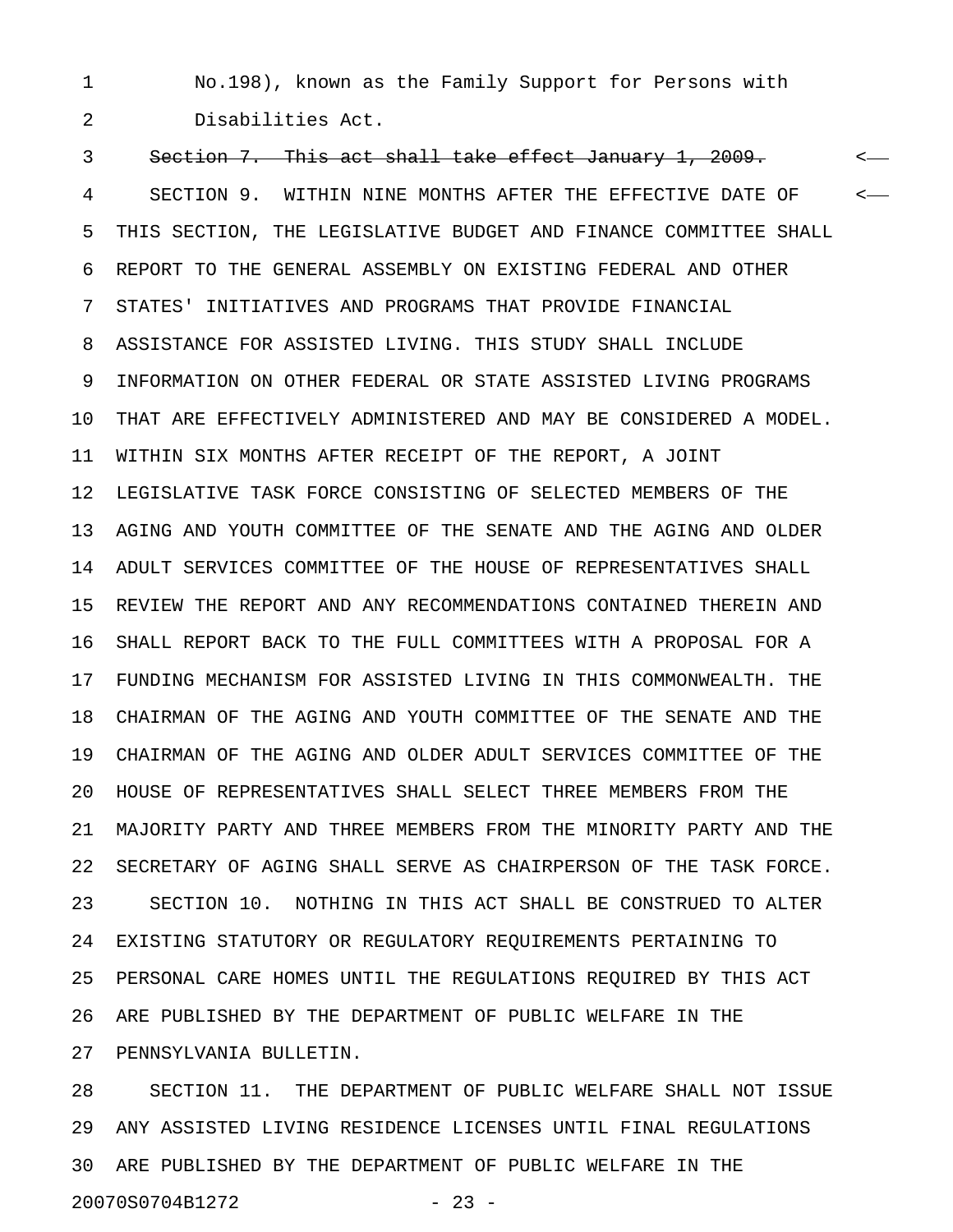No.198), known as the Family Support for Persons with Disabilities Act.

~~Section 7. This act shall take effect January 1, 2009.~~

SECTION 9. WITHIN NINE MONTHS AFTER THE EFFECTIVE DATE OF THIS SECTION, THE LEGISLATIVE BUDGET AND FINANCE COMMITTEE SHALL REPORT TO THE GENERAL ASSEMBLY ON EXISTING FEDERAL AND OTHER STATES' INITIATIVES AND PROGRAMS THAT PROVIDE FINANCIAL ASSISTANCE FOR ASSISTED LIVING. THIS STUDY SHALL INCLUDE INFORMATION ON OTHER FEDERAL OR STATE ASSISTED LIVING PROGRAMS THAT ARE EFFECTIVELY ADMINISTERED AND MAY BE CONSIDERED A MODEL. WITHIN SIX MONTHS AFTER RECEIPT OF THE REPORT, A JOINT LEGISLATIVE TASK FORCE CONSISTING OF SELECTED MEMBERS OF THE AGING AND YOUTH COMMITTEE OF THE SENATE AND THE AGING AND OLDER ADULT SERVICES COMMITTEE OF THE HOUSE OF REPRESENTATIVES SHALL REVIEW THE REPORT AND ANY RECOMMENDATIONS CONTAINED THEREIN AND SHALL REPORT BACK TO THE FULL COMMITTEES WITH A PROPOSAL FOR A FUNDING MECHANISM FOR ASSISTED LIVING IN THIS COMMONWEALTH. THE CHAIRMAN OF THE AGING AND YOUTH COMMITTEE OF THE SENATE AND THE CHAIRMAN OF THE AGING AND OLDER ADULT SERVICES COMMITTEE OF THE HOUSE OF REPRESENTATIVES SHALL SELECT THREE MEMBERS FROM THE MAJORITY PARTY AND THREE MEMBERS FROM THE MINORITY PARTY AND THE SECRETARY OF AGING SHALL SERVE AS CHAIRPERSON OF THE TASK FORCE.

SECTION 10. NOTHING IN THIS ACT SHALL BE CONSTRUED TO ALTER EXISTING STATUTORY OR REGULATORY REQUIREMENTS PERTAINING TO PERSONAL CARE HOMES UNTIL THE REGULATIONS REQUIRED BY THIS ACT ARE PUBLISHED BY THE DEPARTMENT OF PUBLIC WELFARE IN THE PENNSYLVANIA BULLETIN.

SECTION 11. THE DEPARTMENT OF PUBLIC WELFARE SHALL NOT ISSUE ANY ASSISTED LIVING RESIDENCE LICENSES UNTIL FINAL REGULATIONS ARE PUBLISHED BY THE DEPARTMENT OF PUBLIC WELFARE IN THE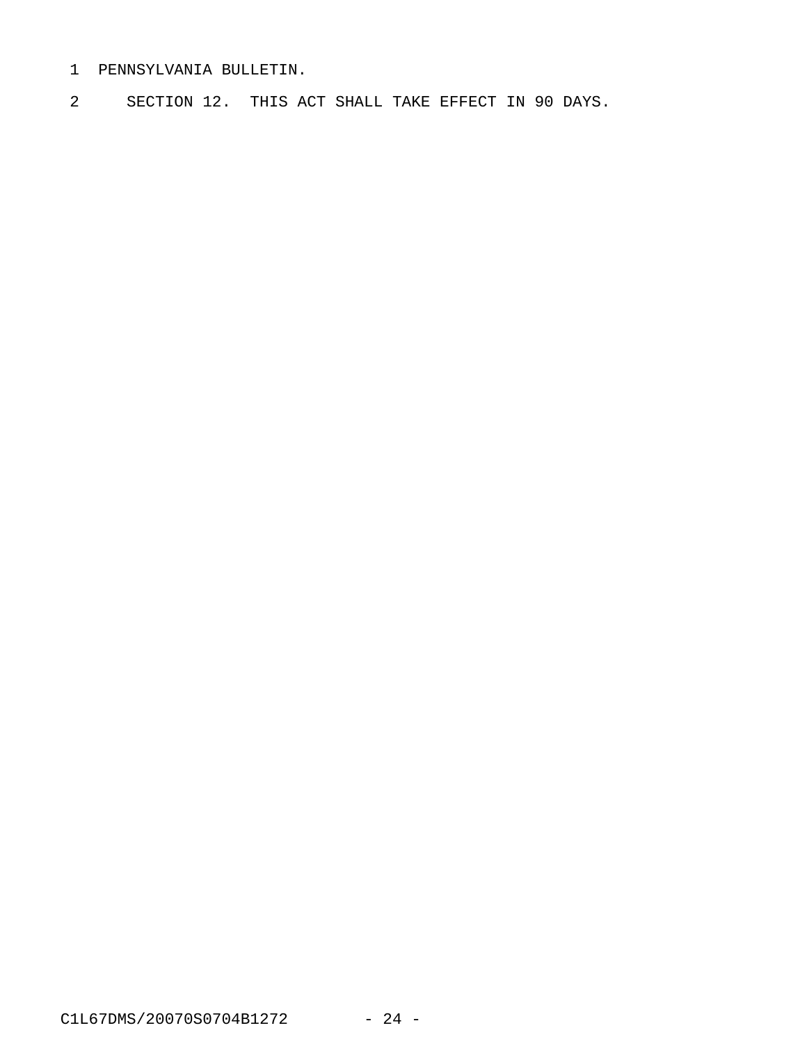PENNSYLVANIA BULLETIN.

SECTION 12. THIS ACT SHALL TAKE EFFECT IN 90 DAYS.